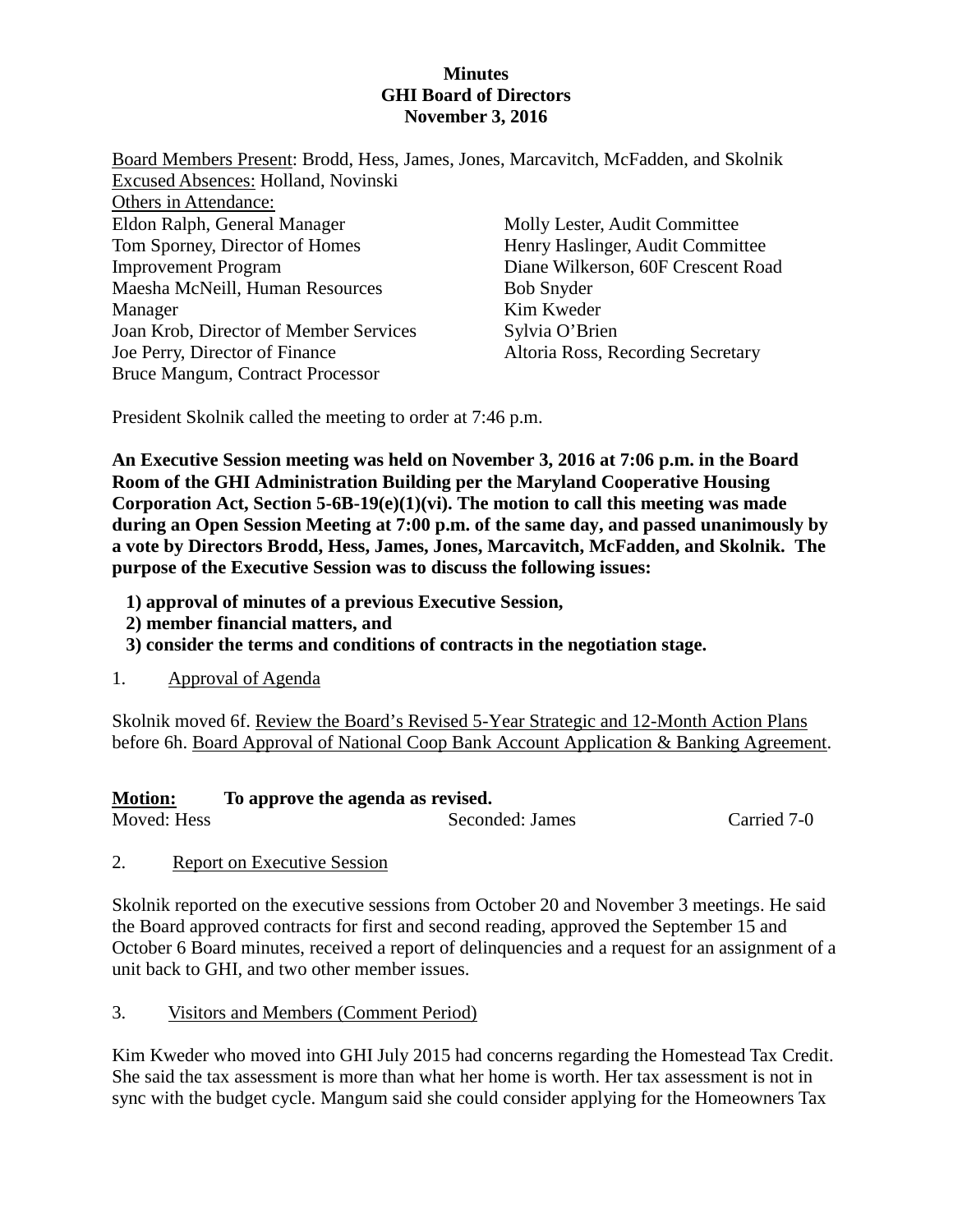**Minutes**
**GHI Board of Directors**
**November 3, 2016**

Board Members Present: Brodd, Hess, James, Jones, Marcavitch, McFadden, and Skolnik
Excused Absences: Holland, Novinski
Others in Attendance:

Eldon Ralph, General Manager
Tom Sporney, Director of Homes Improvement Program
Maesha McNeill, Human Resources Manager
Joan Krob, Director of Member Services
Joe Perry, Director of Finance
Bruce Mangum, Contract Processor
Molly Lester, Audit Committee
Henry Haslinger, Audit Committee
Diane Wilkerson, 60F Crescent Road
Bob Snyder
Kim Kweder
Sylvia O'Brien
Altoria Ross, Recording Secretary

President Skolnik called the meeting to order at 7:46 p.m.

**An Executive Session meeting was held on November 3, 2016 at 7:06 p.m. in the Board Room of the GHI Administration Building per the Maryland Cooperative Housing Corporation Act, Section 5-6B-19(e)(1)(vi). The motion to call this meeting was made during an Open Session Meeting at 7:00 p.m. of the same day, and passed unanimously by a vote by Directors Brodd, Hess, James, Jones, Marcavitch, McFadden, and Skolnik. The purpose of the Executive Session was to discuss the following issues:**

**1) approval of minutes of a previous Executive Session,**
**2) member financial matters, and**
**3) consider the terms and conditions of contracts in the negotiation stage.**

1. Approval of Agenda

Skolnik moved 6f. Review the Board's Revised 5-Year Strategic and 12-Month Action Plans before 6h. Board Approval of National Coop Bank Account Application & Banking Agreement.

**Motion:** **To approve the agenda as revised.**
Moved: Hess Seconded: James Carried 7-0

2. Report on Executive Session

Skolnik reported on the executive sessions from October 20 and November 3 meetings. He said the Board approved contracts for first and second reading, approved the September 15 and October 6 Board minutes, received a report of delinquencies and a request for an assignment of a unit back to GHI, and two other member issues.

3. Visitors and Members (Comment Period)

Kim Kweder who moved into GHI July 2015 had concerns regarding the Homestead Tax Credit. She said the tax assessment is more than what her home is worth. Her tax assessment is not in sync with the budget cycle. Mangum said she could consider applying for the Homeowners Tax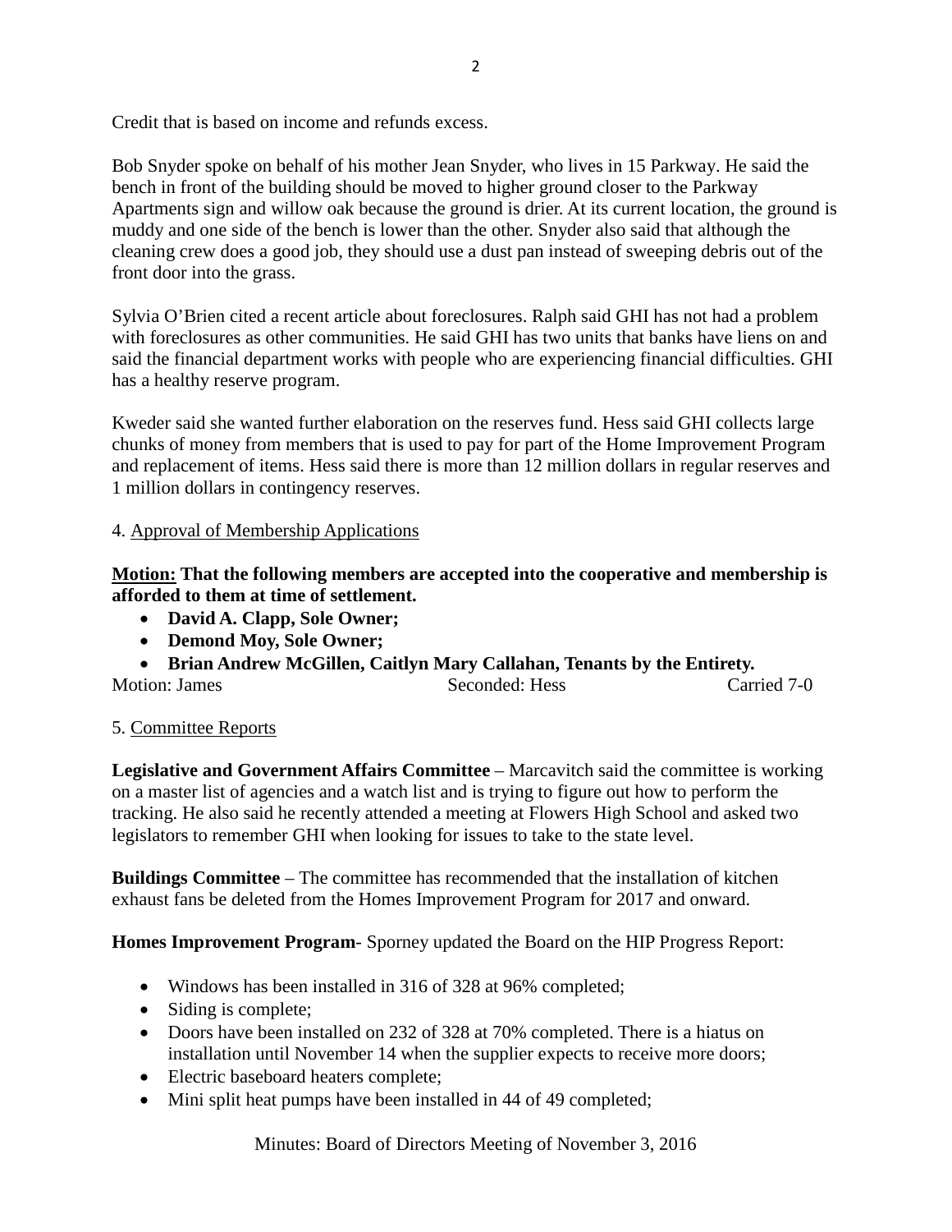Credit that is based on income and refunds excess.

Bob Snyder spoke on behalf of his mother Jean Snyder, who lives in 15 Parkway. He said the bench in front of the building should be moved to higher ground closer to the Parkway Apartments sign and willow oak because the ground is drier. At its current location, the ground is muddy and one side of the bench is lower than the other. Snyder also said that although the cleaning crew does a good job, they should use a dust pan instead of sweeping debris out of the front door into the grass.

Sylvia O'Brien cited a recent article about foreclosures. Ralph said GHI has not had a problem with foreclosures as other communities. He said GHI has two units that banks have liens on and said the financial department works with people who are experiencing financial difficulties. GHI has a healthy reserve program.

Kweder said she wanted further elaboration on the reserves fund. Hess said GHI collects large chunks of money from members that is used to pay for part of the Home Improvement Program and replacement of items. Hess said there is more than 12 million dollars in regular reserves and 1 million dollars in contingency reserves.

4. Approval of Membership Applications

**Motion: That the following members are accepted into the cooperative and membership is afforded to them at time of settlement.**

- **David A. Clapp, Sole Owner;**
- **Demond Moy, Sole Owner;**
- **Brian Andrew McGillen, Caitlyn Mary Callahan, Tenants by the Entirety.**

Motion: James Seconded: Hess Carried 7-0

5. Committee Reports

**Legislative and Government Affairs Committee** – Marcavitch said the committee is working on a master list of agencies and a watch list and is trying to figure out how to perform the tracking. He also said he recently attended a meeting at Flowers High School and asked two legislators to remember GHI when looking for issues to take to the state level.

**Buildings Committee** – The committee has recommended that the installation of kitchen exhaust fans be deleted from the Homes Improvement Program for 2017 and onward.

**Homes Improvement Program**- Sporney updated the Board on the HIP Progress Report:

- Windows has been installed in 316 of 328 at 96% completed;
- Siding is complete;
- Doors have been installed on 232 of 328 at 70% completed. There is a hiatus on installation until November 14 when the supplier expects to receive more doors;
- Electric baseboard heaters complete;
- Mini split heat pumps have been installed in 44 of 49 completed;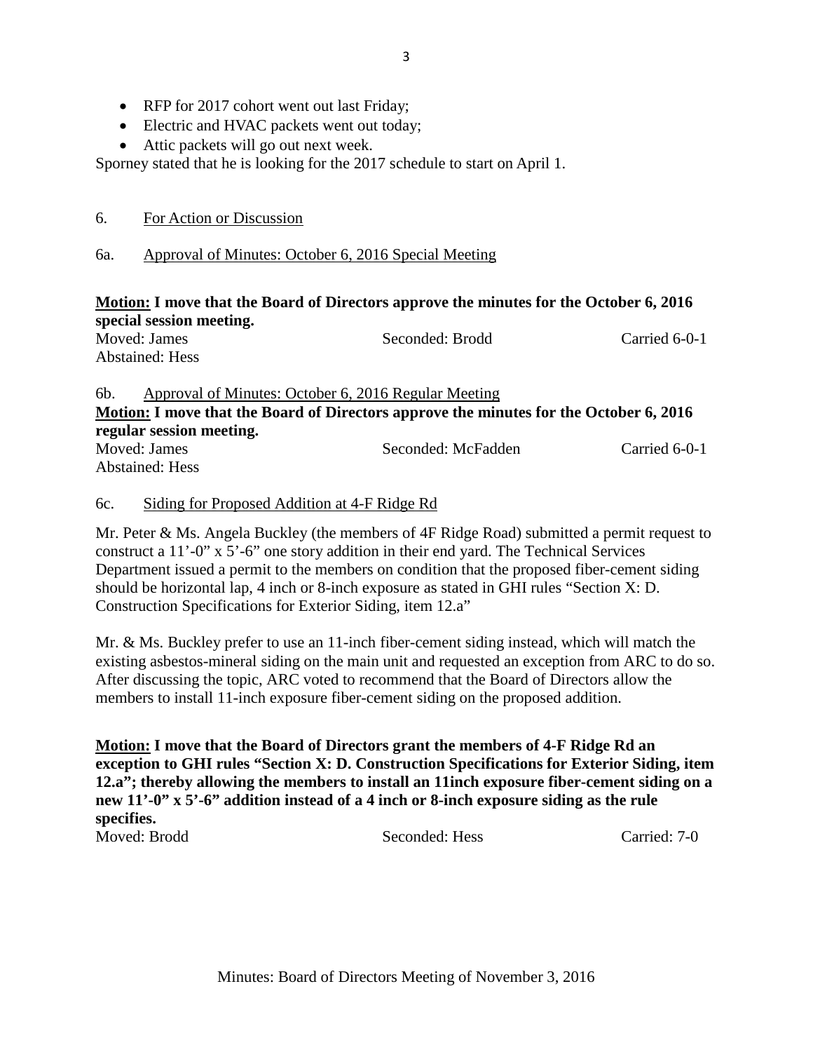- RFP for 2017 cohort went out last Friday;
- Electric and HVAC packets went out today;
- Attic packets will go out next week.

Sporney stated that he is looking for the 2017 schedule to start on April 1.

6. For Action or Discussion

6a. Approval of Minutes: October 6, 2016 Special Meeting

**Motion: I move that the Board of Directors approve the minutes for the October 6, 2016 special session meeting.**

Moved: James    Seconded: Brodd    Carried 6-0-1
Abstained: Hess

6b. Approval of Minutes: October 6, 2016 Regular Meeting

**Motion: I move that the Board of Directors approve the minutes for the October 6, 2016 regular session meeting.**

Moved: James    Seconded: McFadden    Carried 6-0-1
Abstained: Hess

6c. Siding for Proposed Addition at 4-F Ridge Rd

Mr. Peter & Ms. Angela Buckley (the members of 4F Ridge Road) submitted a permit request to construct a 11'-0" x 5'-6" one story addition in their end yard. The Technical Services Department issued a permit to the members on condition that the proposed fiber-cement siding should be horizontal lap, 4 inch or 8-inch exposure as stated in GHI rules "Section X: D. Construction Specifications for Exterior Siding, item 12.a"

Mr. & Ms. Buckley prefer to use an 11-inch fiber-cement siding instead, which will match the existing asbestos-mineral siding on the main unit and requested an exception from ARC to do so. After discussing the topic, ARC voted to recommend that the Board of Directors allow the members to install 11-inch exposure fiber-cement siding on the proposed addition.

**Motion: I move that the Board of Directors grant the members of 4-F Ridge Rd an exception to GHI rules "Section X: D. Construction Specifications for Exterior Siding, item 12.a"; thereby allowing the members to install an 11inch exposure fiber-cement siding on a new 11'-0" x 5'-6" addition instead of a 4 inch or 8-inch exposure siding as the rule specifies.**

Moved: Brodd    Seconded: Hess    Carried: 7-0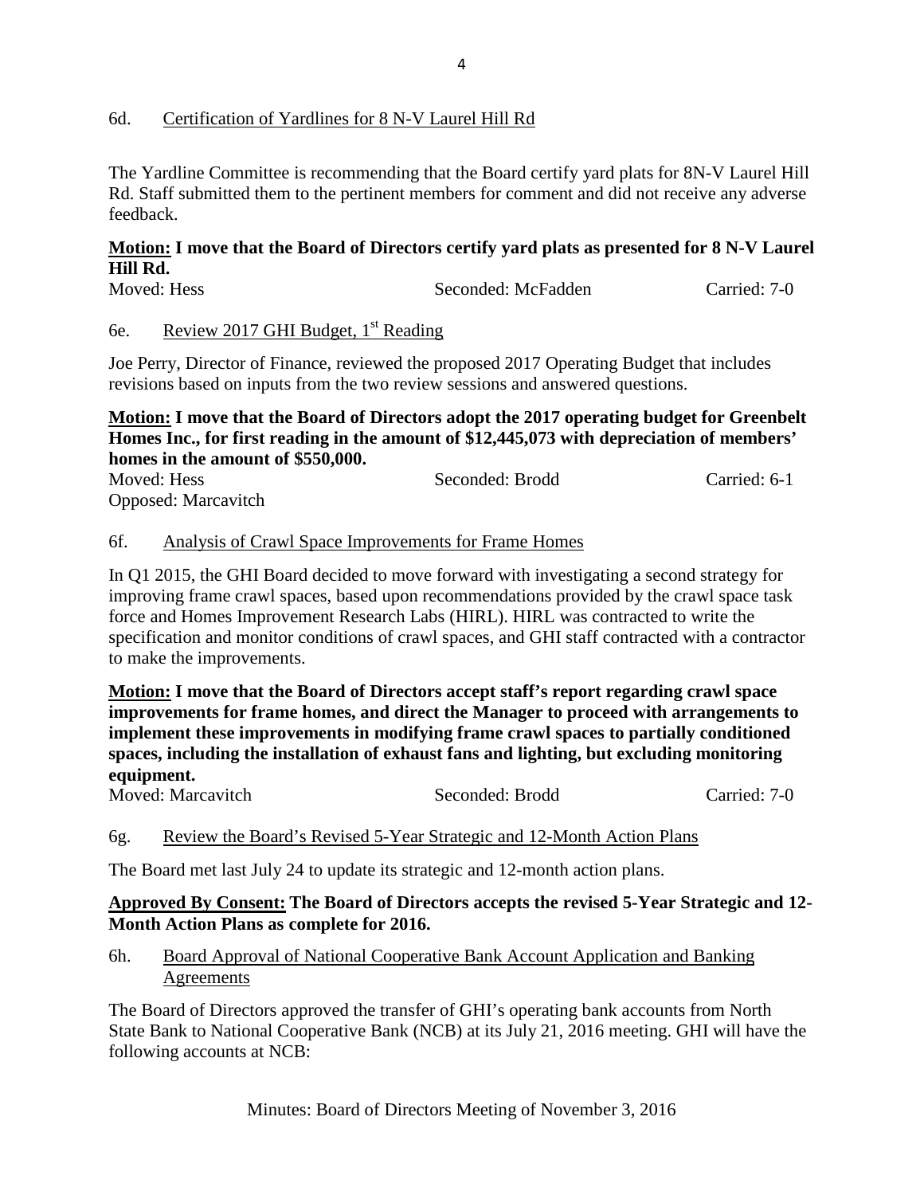6d. Certification of Yardlines for 8 N-V Laurel Hill Rd

The Yardline Committee is recommending that the Board certify yard plats for 8N-V Laurel Hill Rd. Staff submitted them to the pertinent members for comment and did not receive any adverse feedback.

**Motion: I move that the Board of Directors certify yard plats as presented for 8 N-V Laurel Hill Rd.**

Moved: Hess    Seconded: McFadden    Carried: 7-0

6e. Review 2017 GHI Budget, 1st Reading

Joe Perry, Director of Finance, reviewed the proposed 2017 Operating Budget that includes revisions based on inputs from the two review sessions and answered questions.

**Motion: I move that the Board of Directors adopt the 2017 operating budget for Greenbelt Homes Inc., for first reading in the amount of $12,445,073 with depreciation of members' homes in the amount of $550,000.**

Moved: Hess    Seconded: Brodd    Carried: 6-1

Opposed: Marcavitch

6f. Analysis of Crawl Space Improvements for Frame Homes

In Q1 2015, the GHI Board decided to move forward with investigating a second strategy for improving frame crawl spaces, based upon recommendations provided by the crawl space task force and Homes Improvement Research Labs (HIRL). HIRL was contracted to write the specification and monitor conditions of crawl spaces, and GHI staff contracted with a contractor to make the improvements.

**Motion: I move that the Board of Directors accept staff's report regarding crawl space improvements for frame homes, and direct the Manager to proceed with arrangements to implement these improvements in modifying frame crawl spaces to partially conditioned spaces, including the installation of exhaust fans and lighting, but excluding monitoring equipment.**

Moved: Marcavitch    Seconded: Brodd    Carried: 7-0

6g. Review the Board's Revised 5-Year Strategic and 12-Month Action Plans

The Board met last July 24 to update its strategic and 12-month action plans.

**Approved By Consent: The Board of Directors accepts the revised 5-Year Strategic and 12-Month Action Plans as complete for 2016.**

6h. Board Approval of National Cooperative Bank Account Application and Banking Agreements

The Board of Directors approved the transfer of GHI's operating bank accounts from North State Bank to National Cooperative Bank (NCB) at its July 21, 2016 meeting. GHI will have the following accounts at NCB: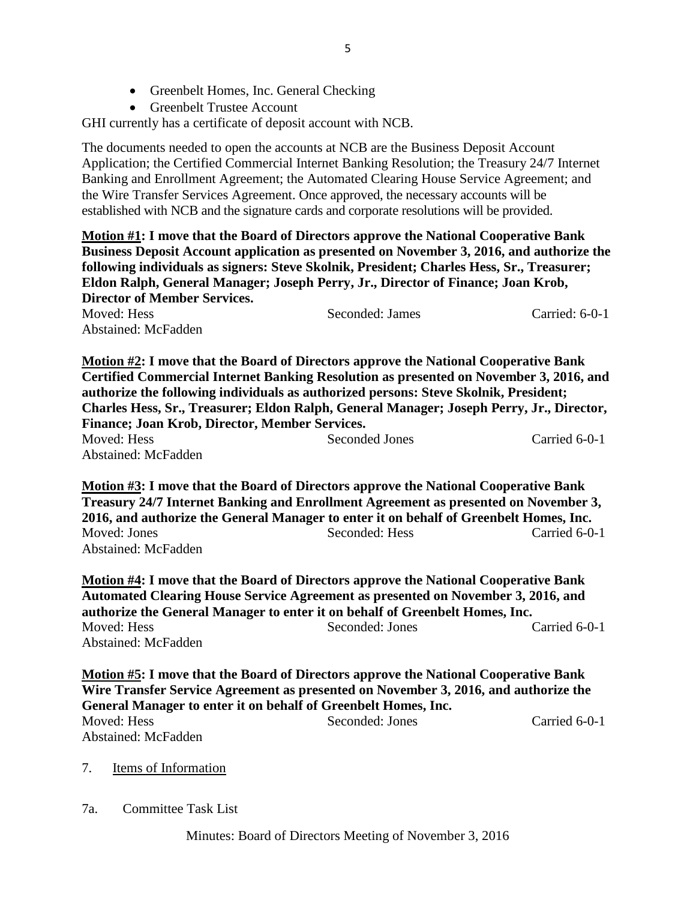- Greenbelt Homes, Inc. General Checking
- Greenbelt Trustee Account

GHI currently has a certificate of deposit account with NCB.

The documents needed to open the accounts at NCB are the Business Deposit Account Application; the Certified Commercial Internet Banking Resolution; the Treasury 24/7 Internet Banking and Enrollment Agreement; the Automated Clearing House Service Agreement; and the Wire Transfer Services Agreement. Once approved, the necessary accounts will be established with NCB and the signature cards and corporate resolutions will be provided.

**Motion #1: I move that the Board of Directors approve the National Cooperative Bank Business Deposit Account application as presented on November 3, 2016, and authorize the following individuals as signers: Steve Skolnik, President; Charles Hess, Sr., Treasurer; Eldon Ralph, General Manager; Joseph Perry, Jr., Director of Finance; Joan Krob, Director of Member Services.**

Moved: Hess Seconded: James Carried: 6-0-1
Abstained: McFadden

**Motion #2: I move that the Board of Directors approve the National Cooperative Bank Certified Commercial Internet Banking Resolution as presented on November 3, 2016, and authorize the following individuals as authorized persons: Steve Skolnik, President; Charles Hess, Sr., Treasurer; Eldon Ralph, General Manager; Joseph Perry, Jr., Director, Finance; Joan Krob, Director, Member Services.**

Moved: Hess Seconded Jones Carried 6-0-1
Abstained: McFadden

**Motion #3: I move that the Board of Directors approve the National Cooperative Bank Treasury 24/7 Internet Banking and Enrollment Agreement as presented on November 3, 2016, and authorize the General Manager to enter it on behalf of Greenbelt Homes, Inc.**

Moved: Jones Seconded: Hess Carried 6-0-1
Abstained: McFadden

**Motion #4: I move that the Board of Directors approve the National Cooperative Bank Automated Clearing House Service Agreement as presented on November 3, 2016, and authorize the General Manager to enter it on behalf of Greenbelt Homes, Inc.**

Moved: Hess Seconded: Jones Carried 6-0-1
Abstained: McFadden

**Motion #5: I move that the Board of Directors approve the National Cooperative Bank Wire Transfer Service Agreement as presented on November 3, 2016, and authorize the General Manager to enter it on behalf of Greenbelt Homes, Inc.**

Moved: Hess Seconded: Jones Carried 6-0-1
Abstained: McFadden

7. Items of Information

7a. Committee Task List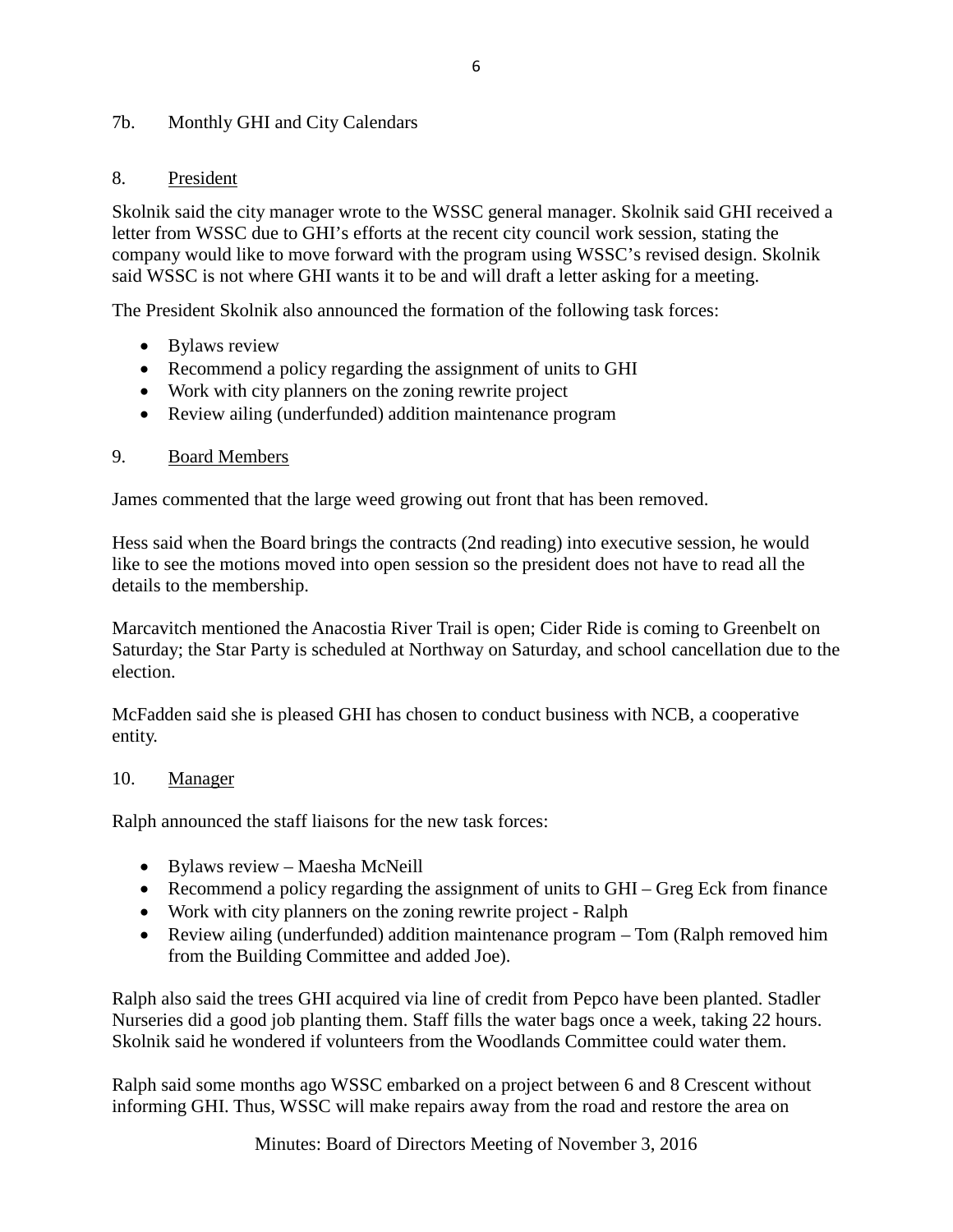7b. Monthly GHI and City Calendars

8. President

Skolnik said the city manager wrote to the WSSC general manager. Skolnik said GHI received a letter from WSSC due to GHI's efforts at the recent city council work session, stating the company would like to move forward with the program using WSSC's revised design. Skolnik said WSSC is not where GHI wants it to be and will draft a letter asking for a meeting.

The President Skolnik also announced the formation of the following task forces:

- Bylaws review
- Recommend a policy regarding the assignment of units to GHI
- Work with city planners on the zoning rewrite project
- Review ailing (underfunded) addition maintenance program

9. Board Members

James commented that the large weed growing out front that has been removed.

Hess said when the Board brings the contracts (2nd reading) into executive session, he would like to see the motions moved into open session so the president does not have to read all the details to the membership.

Marcavitch mentioned the Anacostia River Trail is open; Cider Ride is coming to Greenbelt on Saturday; the Star Party is scheduled at Northway on Saturday, and school cancellation due to the election.

McFadden said she is pleased GHI has chosen to conduct business with NCB, a cooperative entity.

10. Manager

Ralph announced the staff liaisons for the new task forces:

- Bylaws review – Maesha McNeill
- Recommend a policy regarding the assignment of units to GHI – Greg Eck from finance
- Work with city planners on the zoning rewrite project - Ralph
- Review ailing (underfunded) addition maintenance program – Tom (Ralph removed him from the Building Committee and added Joe).

Ralph also said the trees GHI acquired via line of credit from Pepco have been planted. Stadler Nurseries did a good job planting them. Staff fills the water bags once a week, taking 22 hours. Skolnik said he wondered if volunteers from the Woodlands Committee could water them.

Ralph said some months ago WSSC embarked on a project between 6 and 8 Crescent without informing GHI. Thus, WSSC will make repairs away from the road and restore the area on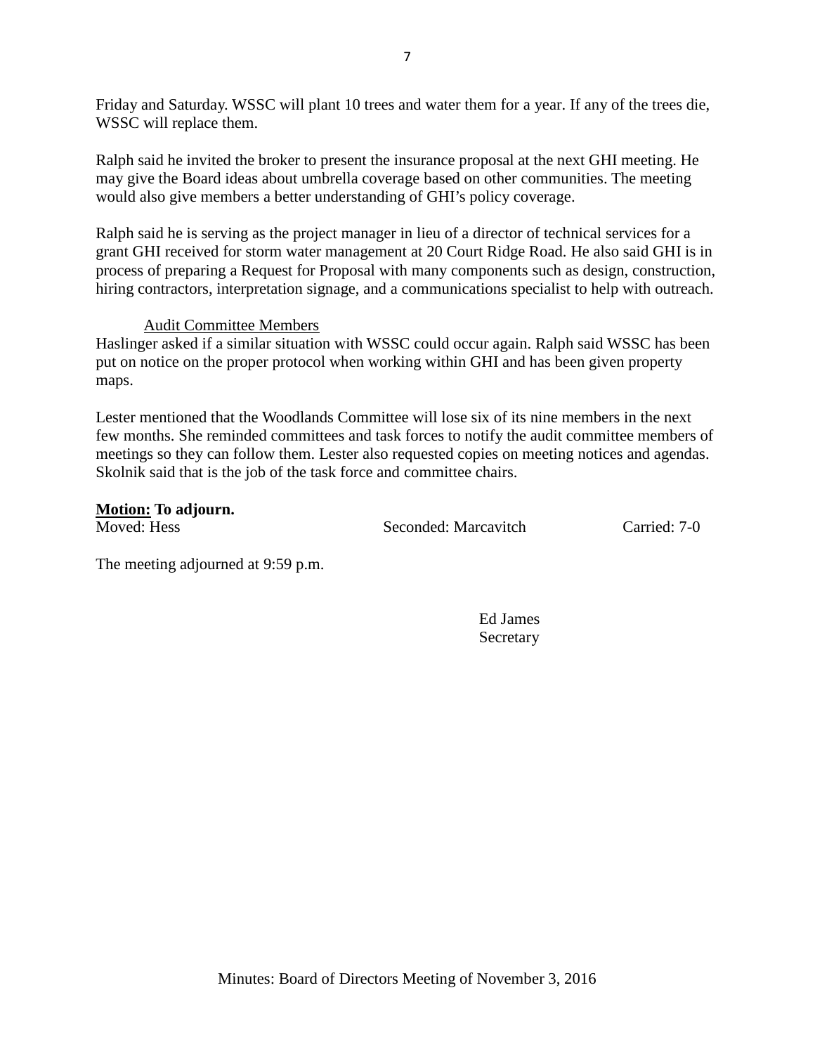Friday and Saturday. WSSC will plant 10 trees and water them for a year. If any of the trees die, WSSC will replace them.

Ralph said he invited the broker to present the insurance proposal at the next GHI meeting. He may give the Board ideas about umbrella coverage based on other communities. The meeting would also give members a better understanding of GHI's policy coverage.

Ralph said he is serving as the project manager in lieu of a director of technical services for a grant GHI received for storm water management at 20 Court Ridge Road. He also said GHI is in process of preparing a Request for Proposal with many components such as design, construction, hiring contractors, interpretation signage, and a communications specialist to help with outreach.

Audit Committee Members

Haslinger asked if a similar situation with WSSC could occur again. Ralph said WSSC has been put on notice on the proper protocol when working within GHI and has been given property maps.

Lester mentioned that the Woodlands Committee will lose six of its nine members in the next few months. She reminded committees and task forces to notify the audit committee members of meetings so they can follow them. Lester also requested copies on meeting notices and agendas. Skolnik said that is the job of the task force and committee chairs.

**Motion: To adjourn.**

Moved: Hess    Seconded: Marcavitch    Carried: 7-0

The meeting adjourned at 9:59 p.m.

Ed James
Secretary